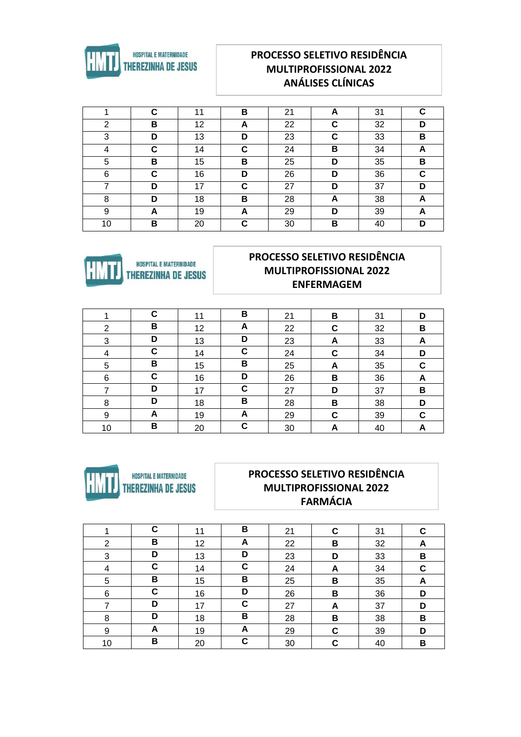HOSPITAL E MATERNIDADE THEREZINHA DE JESUS

## PROCESSO SELETIVO RESIDÊNCIA MULTIPROFISSIONAL 2022
## ANÁLISES CLÍNICAS

| | | | | | | | |
|---|---|---|---|---|---|---|---|
| 1 | C | 11 | B | 21 | A | 31 | C |
| 2 | B | 12 | A | 22 | C | 32 | D |
| 3 | D | 13 | D | 23 | C | 33 | B |
| 4 | C | 14 | C | 24 | B | 34 | A |
| 5 | B | 15 | B | 25 | D | 35 | B |
| 6 | C | 16 | D | 26 | D | 36 | C |
| 7 | D | 17 | C | 27 | D | 37 | D |
| 8 | D | 18 | B | 28 | A | 38 | A |
| 9 | A | 19 | A | 29 | D | 39 | A |
| 10 | B | 20 | C | 30 | B | 40 | D |

HOSPITAL E MATERNIDADE THEREZINHA DE JESUS

## PROCESSO SELETIVO RESIDÊNCIA MULTIPROFISSIONAL 2022
## ENFERMAGEM

| | | | | | | | |
|---|---|---|---|---|---|---|---|
| 1 | C | 11 | B | 21 | B | 31 | D |
| 2 | B | 12 | A | 22 | C | 32 | B |
| 3 | D | 13 | D | 23 | A | 33 | A |
| 4 | C | 14 | C | 24 | C | 34 | D |
| 5 | B | 15 | B | 25 | A | 35 | C |
| 6 | C | 16 | D | 26 | B | 36 | A |
| 7 | D | 17 | C | 27 | D | 37 | B |
| 8 | D | 18 | B | 28 | B | 38 | D |
| 9 | A | 19 | A | 29 | C | 39 | C |
| 10 | B | 20 | C | 30 | A | 40 | A |

HOSPITAL E MATERNIDADE THEREZINHA DE JESUS

## PROCESSO SELETIVO RESIDÊNCIA MULTIPROFISSIONAL 2022
## FARMÁCIA

| | | | | | | | |
|---|---|---|---|---|---|---|---|
| 1 | C | 11 | B | 21 | C | 31 | C |
| 2 | B | 12 | A | 22 | B | 32 | A |
| 3 | D | 13 | D | 23 | D | 33 | B |
| 4 | C | 14 | C | 24 | A | 34 | C |
| 5 | B | 15 | B | 25 | B | 35 | A |
| 6 | C | 16 | D | 26 | B | 36 | D |
| 7 | D | 17 | C | 27 | A | 37 | D |
| 8 | D | 18 | B | 28 | B | 38 | B |
| 9 | A | 19 | A | 29 | C | 39 | D |
| 10 | B | 20 | C | 30 | C | 40 | B |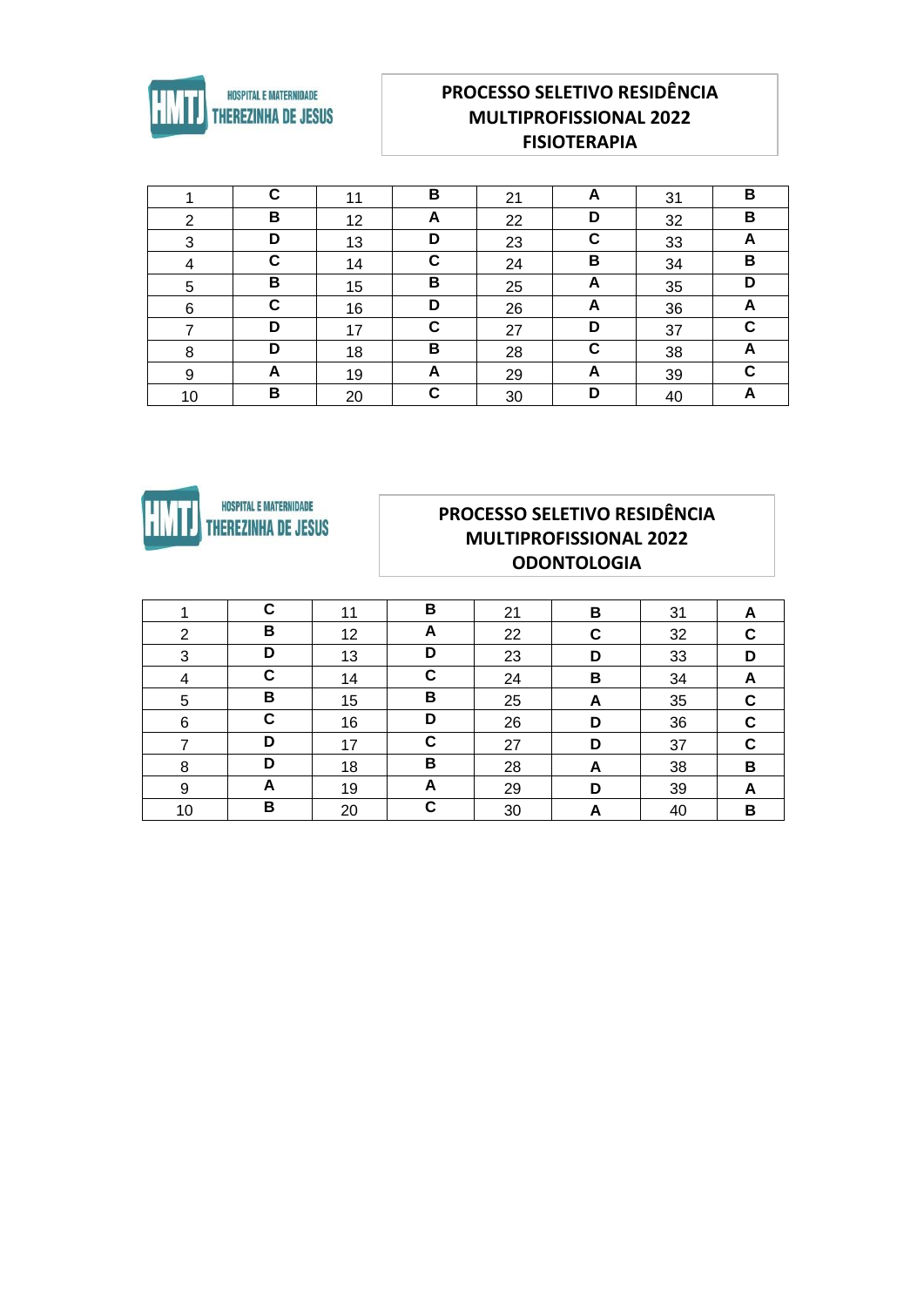HOSPITAL E MATERNIDADE THEREZINHA DE JESUS

## PROCESSO SELETIVO RESIDÊNCIA MULTIPROFISSIONAL 2022 FISIOTERAPIA

| | | | | | | | |
|---|---|---|---|---|---|---|---|
| 1 | C | 11 | B | 21 | A | 31 | B |
| 2 | B | 12 | A | 22 | D | 32 | B |
| 3 | D | 13 | D | 23 | C | 33 | A |
| 4 | C | 14 | C | 24 | B | 34 | B |
| 5 | B | 15 | B | 25 | A | 35 | D |
| 6 | C | 16 | D | 26 | A | 36 | A |
| 7 | D | 17 | C | 27 | D | 37 | C |
| 8 | D | 18 | B | 28 | C | 38 | A |
| 9 | A | 19 | A | 29 | A | 39 | C |
| 10 | B | 20 | C | 30 | D | 40 | A |

HOSPITAL E MATERNIDADE THEREZINHA DE JESUS

## PROCESSO SELETIVO RESIDÊNCIA MULTIPROFISSIONAL 2022 ODONTOLOGIA

| | | | | | | | |
|---|---|---|---|---|---|---|---|
| 1 | C | 11 | B | 21 | B | 31 | A |
| 2 | B | 12 | A | 22 | C | 32 | C |
| 3 | D | 13 | D | 23 | D | 33 | D |
| 4 | C | 14 | C | 24 | B | 34 | A |
| 5 | B | 15 | B | 25 | A | 35 | C |
| 6 | C | 16 | D | 26 | D | 36 | C |
| 7 | D | 17 | C | 27 | D | 37 | C |
| 8 | D | 18 | B | 28 | A | 38 | B |
| 9 | A | 19 | A | 29 | D | 39 | A |
| 10 | B | 20 | C | 30 | A | 40 | B |